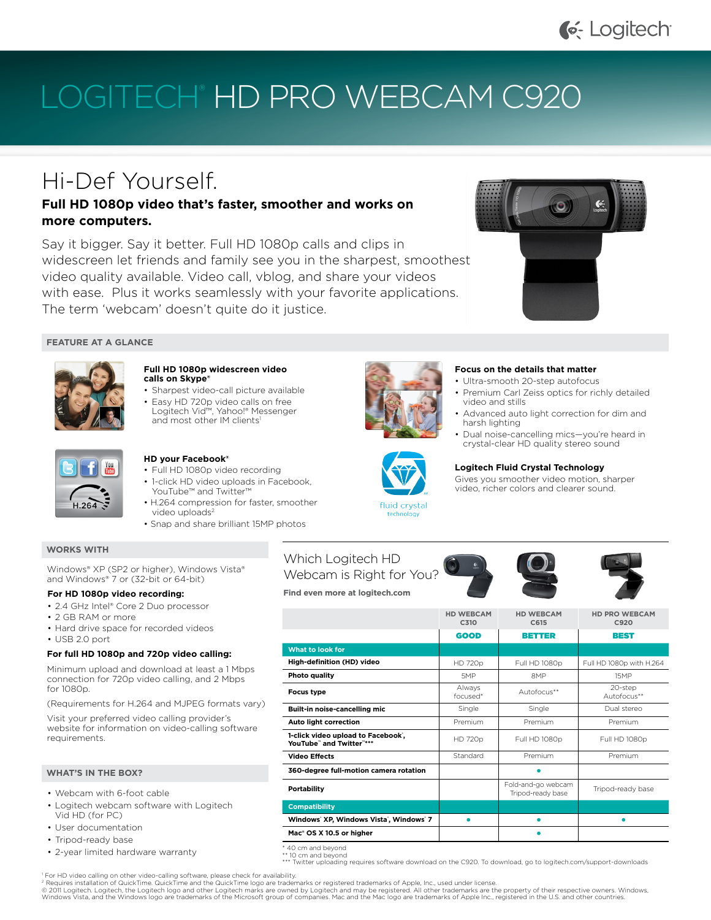# LOGITECH® HD PRO WEBCAM C920

## Hi-Def Yourself.

**Full HD 1080p video that's faster, smoother and works on more computers.**

Say it bigger. Say it better. Full HD 1080p calls and clips in widescreen let friends and family see you in the sharpest, smoothest video quality available. Video call, vblog, and share your videos with ease. Plus it works seamlessly with your favorite applications. The term 'webcam' doesn't quite do it justice.

## FEATURE AT A GLANCE

**Full HD 1080p widescreen video calls on Skype®**

- Sharpest video-call picture available
- Easy HD 720p video calls on free Logitech Vid™, Yahoo!® Messenger and most other IM clients[1]

**Focus on the details that matter**

- Ultra-smooth 20-step autofocus
- Premium Carl Zeiss optics for richly detailed video and stills
- Advanced auto light correction for dim and harsh lighting
- Dual noise-cancelling mics—you're heard in crystal-clear HD quality stereo sound

**HD your Facebook®**

- Full HD 1080p video recording
- 1-click HD video uploads in Facebook, YouTube™ and Twitter™
- H.264 compression for faster, smoother video uploads[2]
- Snap and share brilliant 15MP photos

**Logitech Fluid Crystal Technology**

Gives you smoother video motion, sharper video, richer colors and clearer sound.

## WORKS WITH

Windows® XP (SP2 or higher), Windows Vista® and Windows® 7 or (32-bit or 64-bit)

**For HD 1080p video recording:**

- 2.4 GHz Intel® Core 2 Duo processor
- 2 GB RAM or more
- Hard drive space for recorded videos
- USB 2.0 port

**For full HD 1080p and 720p video calling:**

Minimum upload and download at least a 1 Mbps connection for 720p video calling, and 2 Mbps for 1080p.

(Requirements for H.264 and MJPEG formats vary)

Visit your preferred video calling provider's website for information on video-calling software requirements.

## WHAT'S IN THE BOX?

- Webcam with 6-foot cable
- Logitech webcam software with Logitech Vid HD (for PC)
- User documentation
- Tripod-ready base
- 2-year limited hardware warranty

## Which Logitech HD Webcam is Right for You?

**Find even more at logitech.com**

| | HD WEBCAM C310 | HD WEBCAM C615 | HD PRO WEBCAM C920 |
|---|---|---|---|
| | **GOOD** | **BETTER** | **BEST** |
| **What to look for** | | | |
| **High-definition (HD) video** | HD 720p | Full HD 1080p | Full HD 1080p with H.264 |
| **Photo quality** | 5MP | 8MP | 15MP |
| **Focus type** | Always focused* | Autofocus** | 20-step Autofocus** |
| **Built-in noise-cancelling mic** | Single | Single | Dual stereo |
| **Auto light correction** | Premium | Premium | Premium |
| **1-click video upload to Facebook®, YouTube™ and Twitter™\*\*\*** | HD 720p | Full HD 1080p | Full HD 1080p |
| **Video Effects** | Standard | Premium | Premium |
| **360-degree full-motion camera rotation** | | • | |
| **Portability** | | Fold-and-go webcam Tripod-ready base | Tripod-ready base |
| **Compatibility** | | | |
| **Windows® XP, Windows Vista®, Windows® 7** | • | • | • |
| **Mac® OS X 10.5 or higher** | | • | |

\* 40 cm and beyond
\*\* 10 cm and beyond
\*\*\* Twitter uploading requires software download on the C920. To download, go to logitech.com/support-downloads

[1] For HD video calling on other video-calling software, please check for availability.
[2] Requires installation of QuickTime. QuickTime and the QuickTime logo are trademarks or registered trademarks of Apple, Inc., used under license.
© 2011 Logitech. Logitech, the Logitech logo and other Logitech marks are owned by Logitech and may be registered. All other trademarks are the property of their respective owners. Windows, Windows Vista, and the Windows logo are trademarks of the Microsoft group of companies. Mac and the Mac logo are trademarks of Apple Inc., registered in the U.S. and other countries.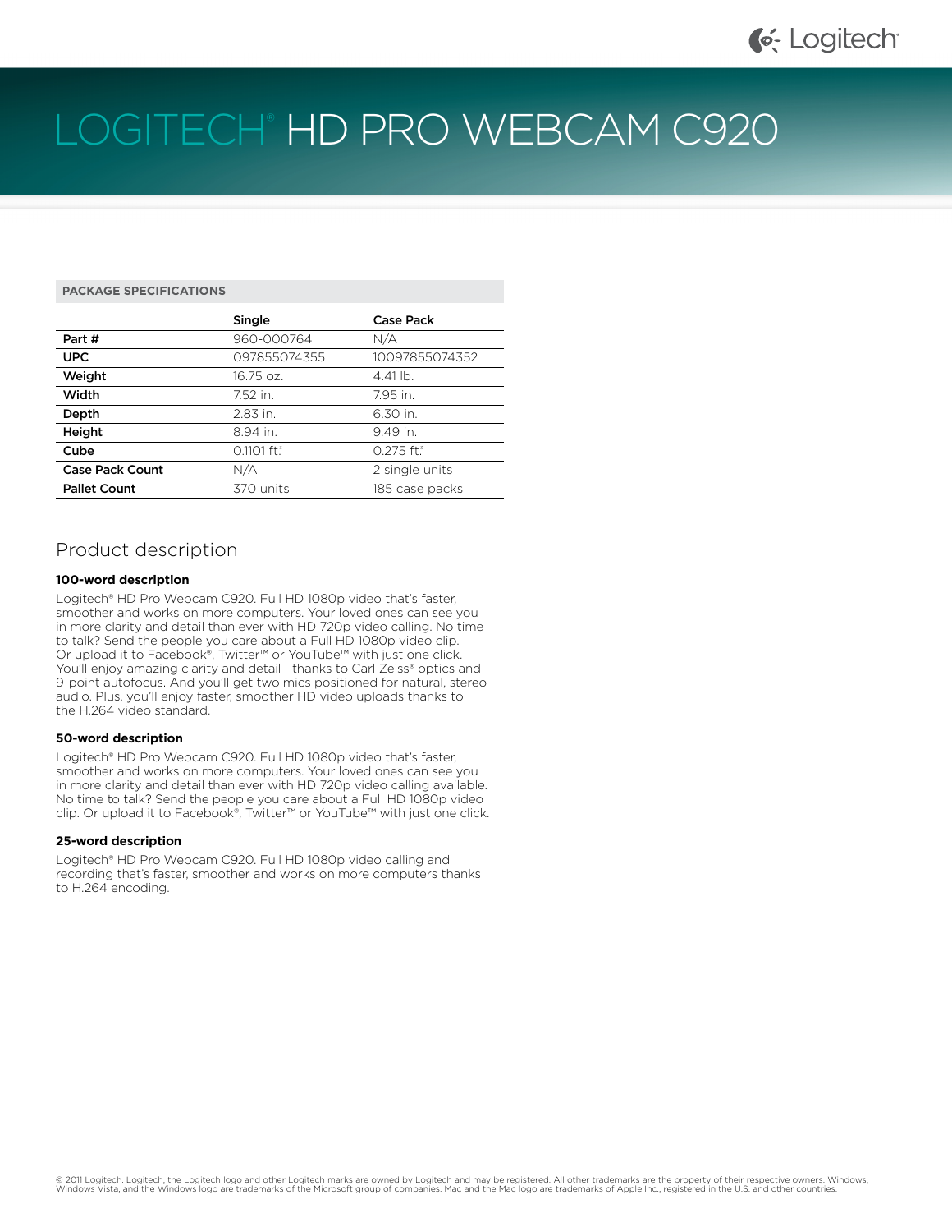# LOGITECH® HD PRO WEBCAM C920

## PACKAGE SPECIFICATIONS

| | Single | Case Pack |
|---|---|---|
| **Part #** | 960-000764 | N/A |
| **UPC** | 097855074355 | 10097855074352 |
| **Weight** | 16.75 oz. | 4.41 lb. |
| **Width** | 7.52 in. | 7.95 in. |
| **Depth** | 2.83 in. | 6.30 in. |
| **Height** | 8.94 in. | 9.49 in. |
| **Cube** | 0.1101 $ft^3$ | 0.275 $ft^3$ |
| **Case Pack Count** | N/A | 2 single units |
| **Pallet Count** | 370 units | 185 case packs |

## Product description

### 100-word description

Logitech® HD Pro Webcam C920. Full HD 1080p video that's faster, smoother and works on more computers. Your loved ones can see you in more clarity and detail than ever with HD 720p video calling. No time to talk? Send the people you care about a Full HD 1080p video clip. Or upload it to Facebook®, Twitter™ or YouTube™ with just one click. You'll enjoy amazing clarity and detail—thanks to Carl Zeiss® optics and 9-point autofocus. And you'll get two mics positioned for natural, stereo audio. Plus, you'll enjoy faster, smoother HD video uploads thanks to the H.264 video standard.

### 50-word description

Logitech® HD Pro Webcam C920. Full HD 1080p video that's faster, smoother and works on more computers. Your loved ones can see you in more clarity and detail than ever with HD 720p video calling available. No time to talk? Send the people you care about a Full HD 1080p video clip. Or upload it to Facebook®, Twitter™ or YouTube™ with just one click.

### 25-word description

Logitech® HD Pro Webcam C920. Full HD 1080p video calling and recording that's faster, smoother and works on more computers thanks to H.264 encoding.

© 2011 Logitech. Logitech, the Logitech logo and other Logitech marks are owned by Logitech and may be registered. All other trademarks are the property of their respective owners. Windows, Windows Vista, and the Windows logo are trademarks of the Microsoft group of companies. Mac and the Mac logo are trademarks of Apple Inc., registered in the U.S. and other countries.